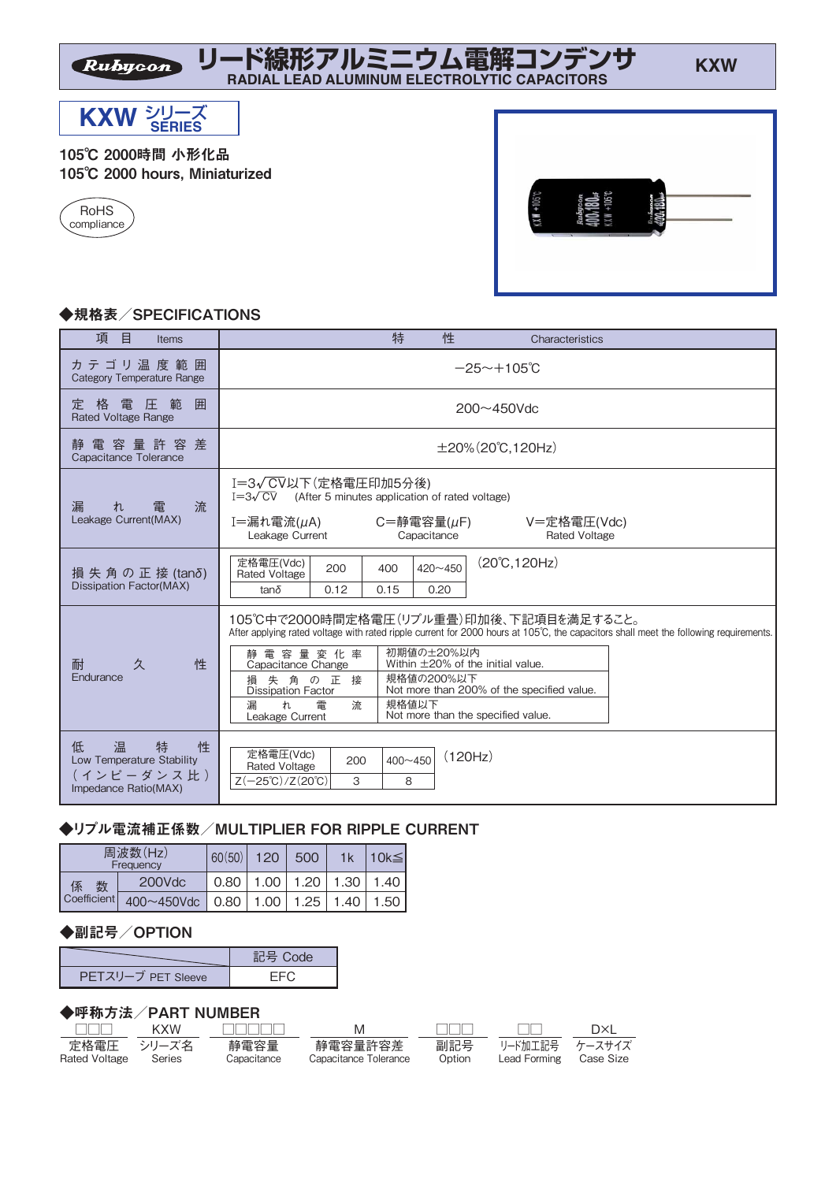# Rubycon リード線形アルミニウム電解コンデンサ RADIAL LEAD ALUMINUM ELECTROLYTIC CAPACITORS

KXW

## KXW シリーズ SERIES

**105℃ 2000時間 小形化品**
**105℃ 2000 hours, Miniaturized**

RoHS compliance

### ◆規格表／SPECIFICATIONS

| 項目 Items | 特性 Characteristics |
|---|---|
| カテゴリ温度範囲 Category Temperature Range | −25～+105℃ |
| 定格電圧範囲 Rated Voltage Range | 200～450Vdc |
| 静電容量許容差 Capacitance Tolerance | ±20%(20℃,120Hz) |
| 漏れ電流 Leakage Current(MAX) | $I=3\sqrt{CV}$以下(定格電圧印加5分後) $I=3\sqrt{CV}$ (After 5 minutes application of rated voltage)<br>I=漏れ電流(μA) Leakage Current　C=静電容量(μF) Capacitance　V=定格電圧(Vdc) Rated Voltage |
| 損失角の正接(tanδ) Dissipation Factor(MAX) | 定格電圧(Vdc) Rated Voltage: 200 / 400 / 420～450<br>tanδ: 0.12 / 0.15 / 0.20<br>(20℃,120Hz) |
| 耐久性 Endurance | 105℃中で2000時間定格電圧(リプル重畳)印加後、下記項目を満足すること。<br>After applying rated voltage with rated ripple current for 2000 hours at 105℃, the capacitors shall meet the following requirements.<br>静電容量変化率 Capacitance Change: 初期値の±20%以内 Within ±20% of the initial value.<br>損失角の正接 Dissipation Factor: 規格値の200%以下 Not more than 200% of the specified value.<br>漏れ電流 Leakage Current: 規格値以下 Not more than the specified value. |
| 低温特性 Low Temperature Stability (インピーダンス比) Impedance Ratio(MAX) | 定格電圧(Vdc) Rated Voltage: 200 / 400～450<br>Z(−25℃)/Z(20℃): 3 / 8<br>(120Hz) |

### ◆リプル電流補正係数／MULTIPLIER FOR RIPPLE CURRENT

| 周波数(Hz) Frequency | | 60(50) | 120 | 500 | 1k | 10k≦ |
|---|---|---|---|---|---|---|
| 係数 Coefficient | 200Vdc | 0.80 | 1.00 | 1.20 | 1.30 | 1.40 |
| | 400～450Vdc | 0.80 | 1.00 | 1.25 | 1.40 | 1.50 |

### ◆副記号／OPTION

| | 記号 Code |
|---|---|
| PETスリーブ PET Sleeve | EFC |

### ◆呼称方法／PART NUMBER

| □□□ | KXW | □□□□□ | M | □□□ | □□ | D×L |
|---|---|---|---|---|---|---|
| 定格電圧 Rated Voltage | シリーズ名 Series | 静電容量 Capacitance | 静電容量許容差 Capacitance Tolerance | 副記号 Option | リード加工記号 Lead Forming | ケースサイズ Case Size |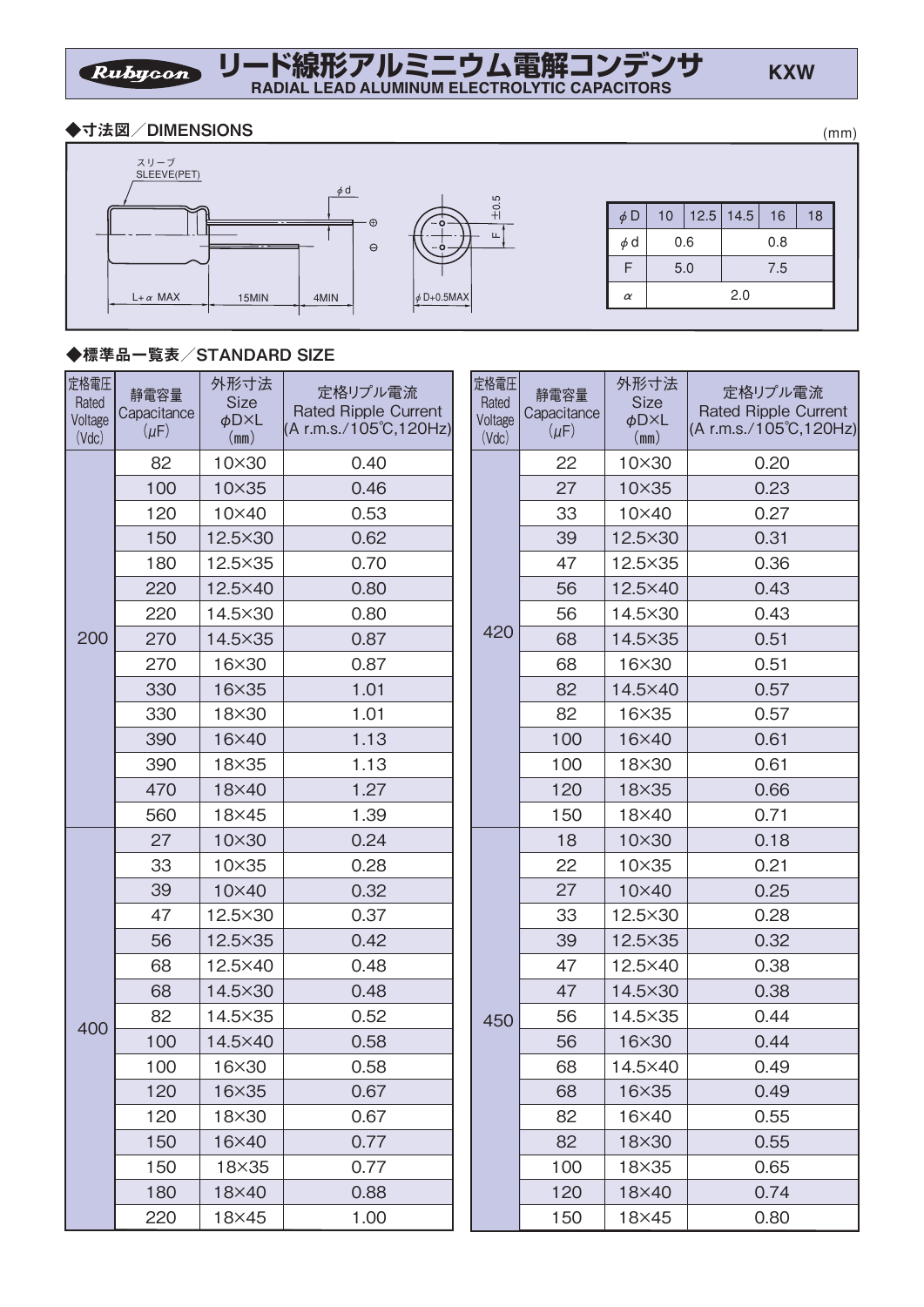# Rubycon リード線形アルミニウム電解コンデンサ RADIAL LEAD ALUMINUM ELECTROLYTIC CAPACITORS KXW

## ◆寸法図／DIMENSIONS

(mm)

スリーブ
SLEEVE(PET)

φd

L+α MAX　15MIN　4MIN

φD+0.5MAX

F ±0.5

| φD | 10 | 12.5 | 14.5 | 16 | 18 |
|---|---|---|---|---|---|
| φd | 0.6 | | 0.8 | | |
| F | 5.0 | | 7.5 | | |
| α | 2.0 | | | | |

## ◆標準品一覧表／STANDARD SIZE

| 定格電圧 Rated Voltage (Vdc) | 静電容量 Capacitance (μF) | 外形寸法 Size φD×L (mm) | 定格リプル電流 Rated Ripple Current (A r.m.s./105℃,120Hz) |
|---|---|---|---|
| 200 | 82 | 10×30 | 0.40 |
| | 100 | 10×35 | 0.46 |
| | 120 | 10×40 | 0.53 |
| | 150 | 12.5×30 | 0.62 |
| | 180 | 12.5×35 | 0.70 |
| | 220 | 12.5×40 | 0.80 |
| | 220 | 14.5×30 | 0.80 |
| | 270 | 14.5×35 | 0.87 |
| | 270 | 16×30 | 0.87 |
| | 330 | 16×35 | 1.01 |
| | 330 | 18×30 | 1.01 |
| | 390 | 16×40 | 1.13 |
| | 390 | 18×35 | 1.13 |
| | 470 | 18×40 | 1.27 |
| | 560 | 18×45 | 1.39 |
| 400 | 27 | 10×30 | 0.24 |
| | 33 | 10×35 | 0.28 |
| | 39 | 10×40 | 0.32 |
| | 47 | 12.5×30 | 0.37 |
| | 56 | 12.5×35 | 0.42 |
| | 68 | 12.5×40 | 0.48 |
| | 68 | 14.5×30 | 0.48 |
| | 82 | 14.5×35 | 0.52 |
| | 100 | 14.5×40 | 0.58 |
| | 100 | 16×30 | 0.58 |
| | 120 | 16×35 | 0.67 |
| | 120 | 18×30 | 0.67 |
| | 150 | 16×40 | 0.77 |
| | 150 | 18×35 | 0.77 |
| | 180 | 18×40 | 0.88 |
| | 220 | 18×45 | 1.00 |

| 定格電圧 Rated Voltage (Vdc) | 静電容量 Capacitance (μF) | 外形寸法 Size φD×L (mm) | 定格リプル電流 Rated Ripple Current (A r.m.s./105℃,120Hz) |
|---|---|---|---|
| 420 | 22 | 10×30 | 0.20 |
| | 27 | 10×35 | 0.23 |
| | 33 | 10×40 | 0.27 |
| | 39 | 12.5×30 | 0.31 |
| | 47 | 12.5×35 | 0.36 |
| | 56 | 12.5×40 | 0.43 |
| | 56 | 14.5×30 | 0.43 |
| | 68 | 14.5×35 | 0.51 |
| | 68 | 16×30 | 0.51 |
| | 82 | 14.5×40 | 0.57 |
| | 82 | 16×35 | 0.57 |
| | 100 | 16×40 | 0.61 |
| | 100 | 18×30 | 0.61 |
| | 120 | 18×35 | 0.66 |
| | 150 | 18×40 | 0.71 |
| 450 | 18 | 10×30 | 0.18 |
| | 22 | 10×35 | 0.21 |
| | 27 | 10×40 | 0.25 |
| | 33 | 12.5×30 | 0.28 |
| | 39 | 12.5×35 | 0.32 |
| | 47 | 12.5×40 | 0.38 |
| | 47 | 14.5×30 | 0.38 |
| | 56 | 14.5×35 | 0.44 |
| | 56 | 16×30 | 0.44 |
| | 68 | 14.5×40 | 0.49 |
| | 68 | 16×35 | 0.49 |
| | 82 | 16×40 | 0.55 |
| | 82 | 18×30 | 0.55 |
| | 100 | 18×35 | 0.65 |
| | 120 | 18×40 | 0.74 |
| | 150 | 18×45 | 0.80 |